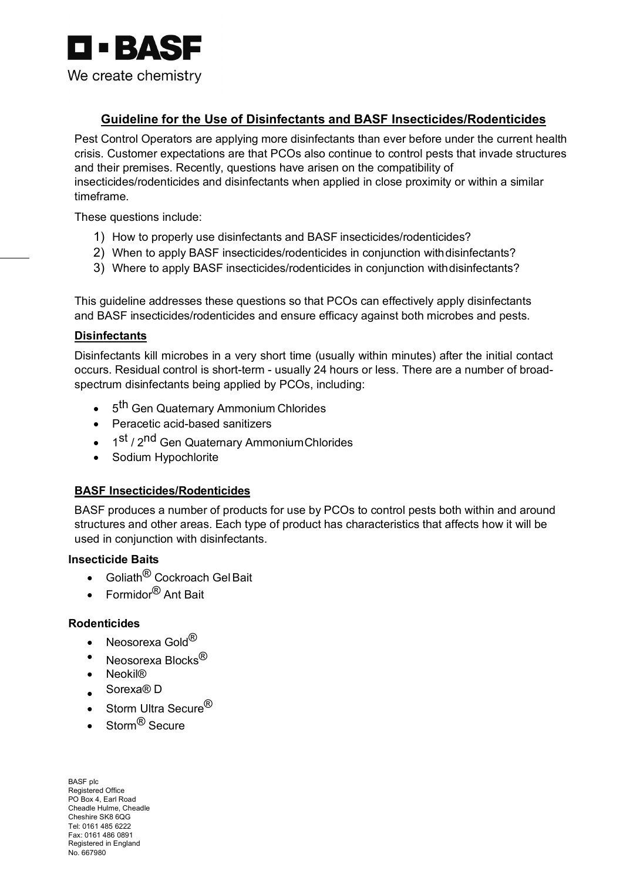**BASF**

We create chemistry

## Guideline for the Use of Disinfectants and BASF Insecticides/Rodenticides

Pest Control Operators are applying more disinfectants than ever before under the current health crisis. Customer expectations are that PCOs also continue to control pests that invade structures and their premises. Recently, questions have arisen on the compatibility of insecticides/rodenticides and disinfectants when applied in close proximity or within a similar timeframe.

These questions include:

1) How to properly use disinfectants and BASF insecticides/rodenticides?
2) When to apply BASF insecticides/rodenticides in conjunction with disinfectants?
3) Where to apply BASF insecticides/rodenticides in conjunction with disinfectants?

This guideline addresses these questions so that PCOs can effectively apply disinfectants and BASF insecticides/rodenticides and ensure efficacy against both microbes and pests.

### Disinfectants

Disinfectants kill microbes in a very short time (usually within minutes) after the initial contact occurs. Residual control is short-term - usually 24 hours or less. There are a number of broad-spectrum disinfectants being applied by PCOs, including:

- 5th Gen Quaternary Ammonium Chlorides
- Peracetic acid-based sanitizers
- 1st / 2nd Gen Quaternary Ammonium Chlorides
- Sodium Hypochlorite

### BASF Insecticides/Rodenticides

BASF produces a number of products for use by PCOs to control pests both within and around structures and other areas. Each type of product has characteristics that affects how it will be used in conjunction with disinfectants.

#### Insecticide Baits

- Goliath® Cockroach Gel Bait
- Formidor® Ant Bait

#### Rodenticides

- Neosorexa Gold®
- Neosorexa Blocks®
- Neokil®
- Sorexa® D
- Storm Ultra Secure®
- Storm® Secure

BASF plc
Registered Office
PO Box 4, Earl Road
Cheadle Hulme, Cheadle
Cheshire SK8 6QG
Tel: 0161 485 6222
Fax: 0161 486 0891
Registered in England
No. 667980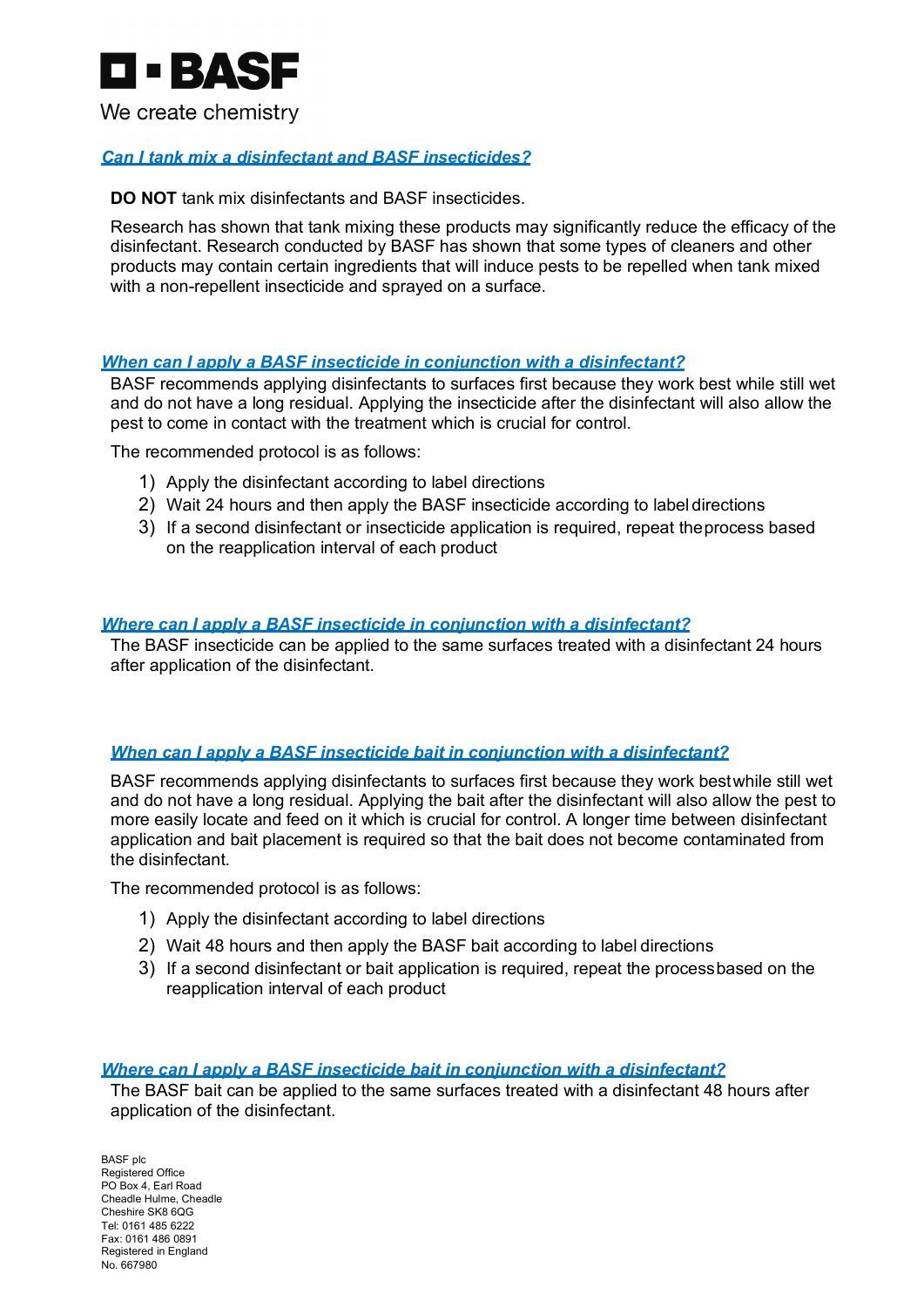**BASF**

We create chemistry

### [*Can I tank mix a disinfectant and BASF insecticides?*]

**DO NOT** tank mix disinfectants and BASF insecticides.

Research has shown that tank mixing these products may significantly reduce the efficacy of the disinfectant. Research conducted by BASF has shown that some types of cleaners and other products may contain certain ingredients that will induce pests to be repelled when tank mixed with a non-repellent insecticide and sprayed on a surface.

### [*When can I apply a BASF insecticide in conjunction with a disinfectant?*]

BASF recommends applying disinfectants to surfaces first because they work best while still wet and do not have a long residual. Applying the insecticide after the disinfectant will also allow the pest to come in contact with the treatment which is crucial for control.

The recommended protocol is as follows:

1) Apply the disinfectant according to label directions
2) Wait 24 hours and then apply the BASF insecticide according to label directions
3) If a second disinfectant or insecticide application is required, repeat the process based on the reapplication interval of each product

### [*Where can I apply a BASF insecticide in conjunction with a disinfectant?*]

The BASF insecticide can be applied to the same surfaces treated with a disinfectant 24 hours after application of the disinfectant.

### [*When can I apply a BASF insecticide bait in conjunction with a disinfectant?*]

BASF recommends applying disinfectants to surfaces first because they work best while still wet and do not have a long residual. Applying the bait after the disinfectant will also allow the pest to more easily locate and feed on it which is crucial for control. A longer time between disinfectant application and bait placement is required so that the bait does not become contaminated from the disinfectant.

The recommended protocol is as follows:

1) Apply the disinfectant according to label directions
2) Wait 48 hours and then apply the BASF bait according to label directions
3) If a second disinfectant or bait application is required, repeat the process based on the reapplication interval of each product

### [*Where can I apply a BASF insecticide bait in conjunction with a disinfectant?*]

The BASF bait can be applied to the same surfaces treated with a disinfectant 48 hours after application of the disinfectant.

BASF plc
Registered Office
PO Box 4, Earl Road
Cheadle Hulme, Cheadle
Cheshire SK8 6QG
Tel: 0161 485 6222
Fax: 0161 486 0891
Registered in England
No. 667980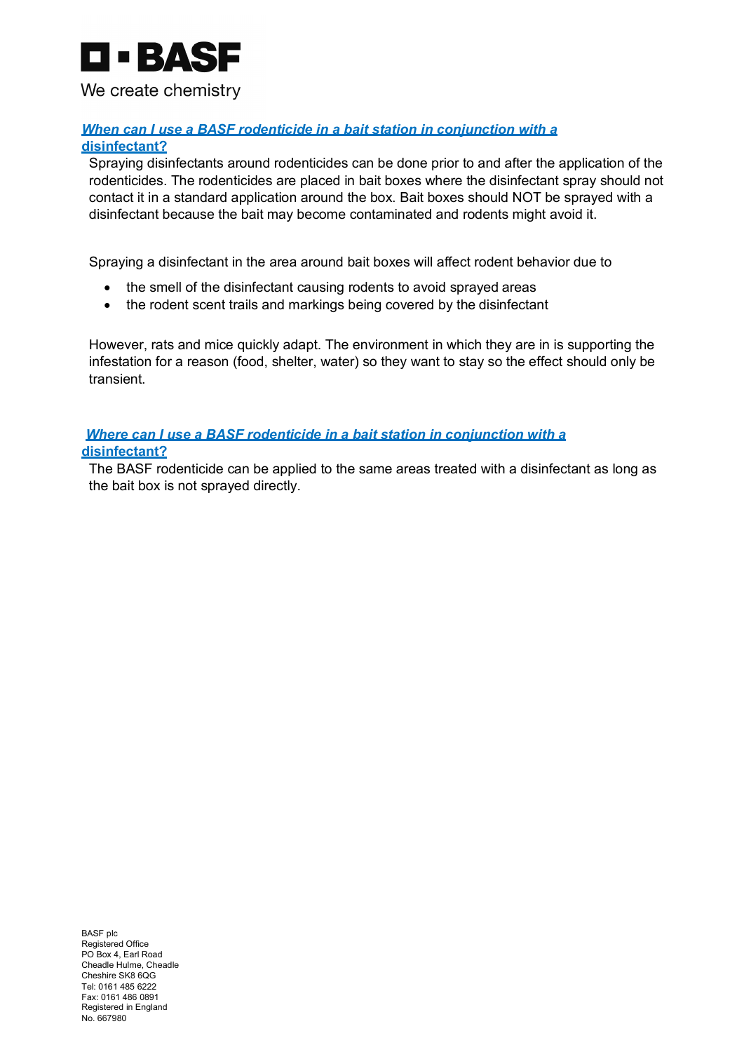# BASF

We create chemistry

## *When can I use a BASF rodenticide in a bait station in conjunction with a disinfectant?*

Spraying disinfectants around rodenticides can be done prior to and after the application of the rodenticides. The rodenticides are placed in bait boxes where the disinfectant spray should not contact it in a standard application around the box. Bait boxes should NOT be sprayed with a disinfectant because the bait may become contaminated and rodents might avoid it.

Spraying a disinfectant in the area around bait boxes will affect rodent behavior due to

- the smell of the disinfectant causing rodents to avoid sprayed areas
- the rodent scent trails and markings being covered by the disinfectant

However, rats and mice quickly adapt. The environment in which they are in is supporting the infestation for a reason (food, shelter, water) so they want to stay so the effect should only be transient.

## *Where can I use a BASF rodenticide in a bait station in conjunction with a disinfectant?*

The BASF rodenticide can be applied to the same areas treated with a disinfectant as long as the bait box is not sprayed directly.

BASF plc
Registered Office
PO Box 4, Earl Road
Cheadle Hulme, Cheadle
Cheshire SK8 6QG
Tel: 0161 485 6222
Fax: 0161 486 0891
Registered in England
No. 667980